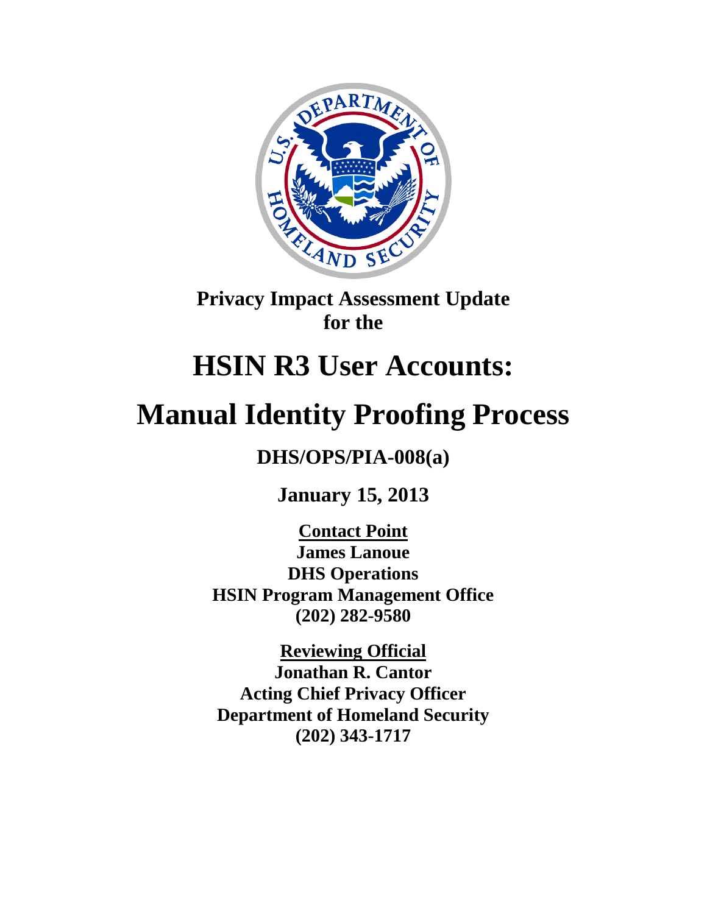**Privacy Impact Assessment Update for the**

# HSIN R3 User Accounts:

# Manual Identity Proofing Process

**DHS/OPS/PIA-008(a)**

**January 15, 2013**

**Contact Point**
**James Lanoue**
**DHS Operations**
**HSIN Program Management Office**
**(202) 282-9580**

**Reviewing Official**
**Jonathan R. Cantor**
**Acting Chief Privacy Officer**
**Department of Homeland Security**
**(202) 343-1717**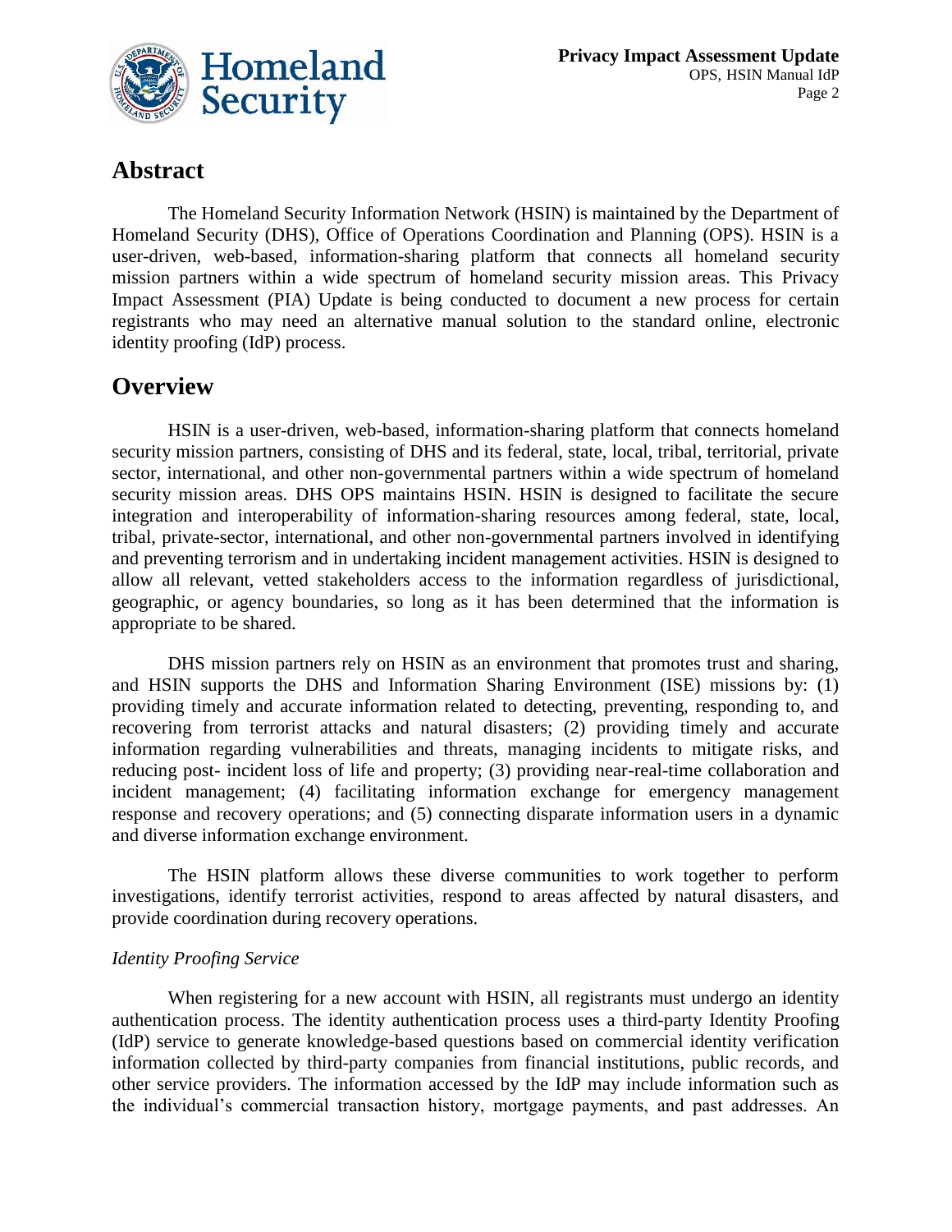## Abstract

The Homeland Security Information Network (HSIN) is maintained by the Department of Homeland Security (DHS), Office of Operations Coordination and Planning (OPS). HSIN is a user-driven, web-based, information-sharing platform that connects all homeland security mission partners within a wide spectrum of homeland security mission areas. This Privacy Impact Assessment (PIA) Update is being conducted to document a new process for certain registrants who may need an alternative manual solution to the standard online, electronic identity proofing (IdP) process.

## Overview

HSIN is a user-driven, web-based, information-sharing platform that connects homeland security mission partners, consisting of DHS and its federal, state, local, tribal, territorial, private sector, international, and other non-governmental partners within a wide spectrum of homeland security mission areas. DHS OPS maintains HSIN. HSIN is designed to facilitate the secure integration and interoperability of information-sharing resources among federal, state, local, tribal, private-sector, international, and other non-governmental partners involved in identifying and preventing terrorism and in undertaking incident management activities. HSIN is designed to allow all relevant, vetted stakeholders access to the information regardless of jurisdictional, geographic, or agency boundaries, so long as it has been determined that the information is appropriate to be shared.

DHS mission partners rely on HSIN as an environment that promotes trust and sharing, and HSIN supports the DHS and Information Sharing Environment (ISE) missions by: (1) providing timely and accurate information related to detecting, preventing, responding to, and recovering from terrorist attacks and natural disasters; (2) providing timely and accurate information regarding vulnerabilities and threats, managing incidents to mitigate risks, and reducing post- incident loss of life and property; (3) providing near-real-time collaboration and incident management; (4) facilitating information exchange for emergency management response and recovery operations; and (5) connecting disparate information users in a dynamic and diverse information exchange environment.

The HSIN platform allows these diverse communities to work together to perform investigations, identify terrorist activities, respond to areas affected by natural disasters, and provide coordination during recovery operations.

*Identity Proofing Service*

When registering for a new account with HSIN, all registrants must undergo an identity authentication process. The identity authentication process uses a third-party Identity Proofing (IdP) service to generate knowledge-based questions based on commercial identity verification information collected by third-party companies from financial institutions, public records, and other service providers. The information accessed by the IdP may include information such as the individual's commercial transaction history, mortgage payments, and past addresses. An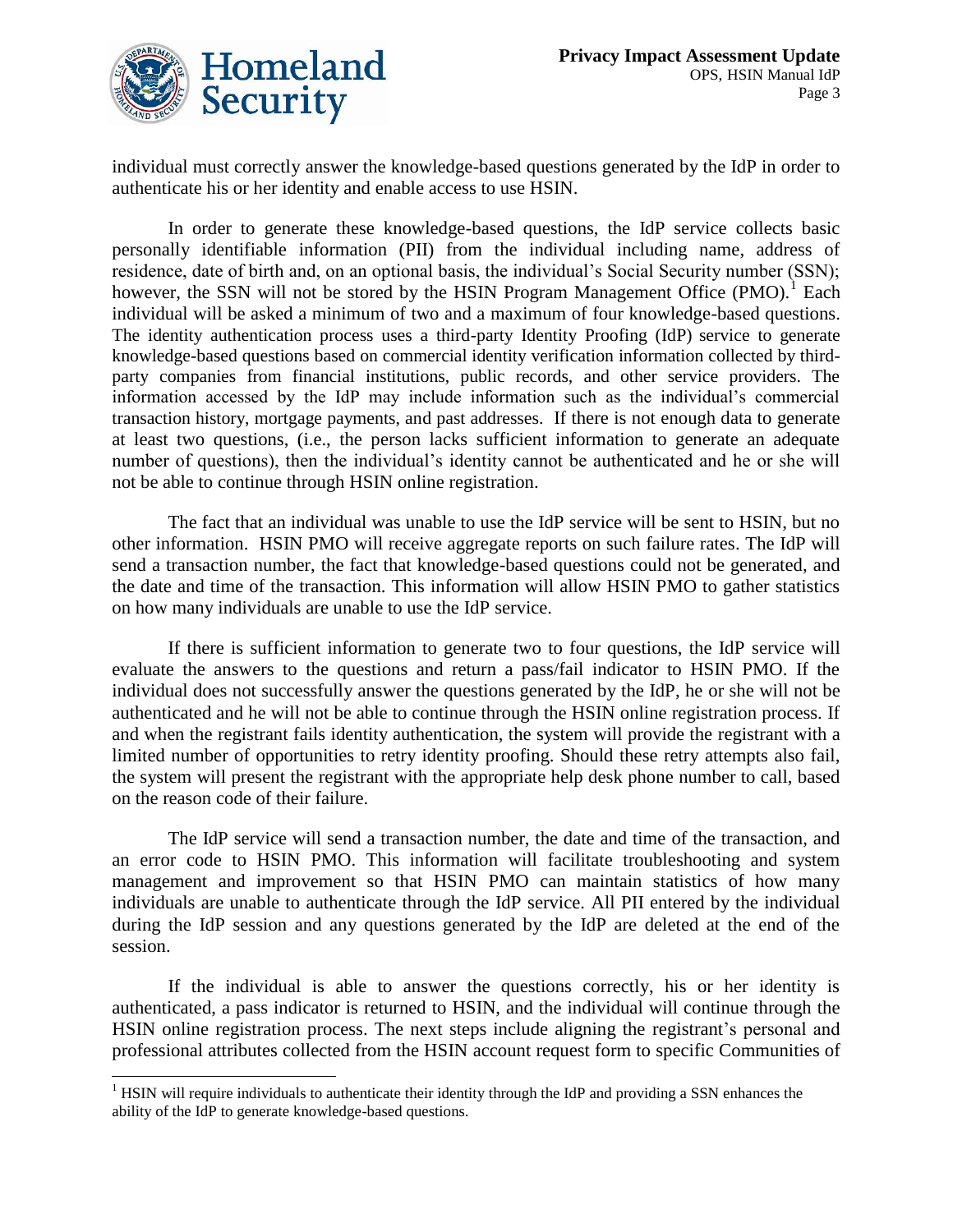individual must correctly answer the knowledge-based questions generated by the IdP in order to authenticate his or her identity and enable access to use HSIN.

In order to generate these knowledge-based questions, the IdP service collects basic personally identifiable information (PII) from the individual including name, address of residence, date of birth and, on an optional basis, the individual's Social Security number (SSN); however, the SSN will not be stored by the HSIN Program Management Office (PMO).[1] Each individual will be asked a minimum of two and a maximum of four knowledge-based questions. The identity authentication process uses a third-party Identity Proofing (IdP) service to generate knowledge-based questions based on commercial identity verification information collected by third-party companies from financial institutions, public records, and other service providers. The information accessed by the IdP may include information such as the individual's commercial transaction history, mortgage payments, and past addresses. If there is not enough data to generate at least two questions, (i.e., the person lacks sufficient information to generate an adequate number of questions), then the individual's identity cannot be authenticated and he or she will not be able to continue through HSIN online registration.

The fact that an individual was unable to use the IdP service will be sent to HSIN, but no other information. HSIN PMO will receive aggregate reports on such failure rates. The IdP will send a transaction number, the fact that knowledge-based questions could not be generated, and the date and time of the transaction. This information will allow HSIN PMO to gather statistics on how many individuals are unable to use the IdP service.

If there is sufficient information to generate two to four questions, the IdP service will evaluate the answers to the questions and return a pass/fail indicator to HSIN PMO. If the individual does not successfully answer the questions generated by the IdP, he or she will not be authenticated and he will not be able to continue through the HSIN online registration process. If and when the registrant fails identity authentication, the system will provide the registrant with a limited number of opportunities to retry identity proofing. Should these retry attempts also fail, the system will present the registrant with the appropriate help desk phone number to call, based on the reason code of their failure.

The IdP service will send a transaction number, the date and time of the transaction, and an error code to HSIN PMO. This information will facilitate troubleshooting and system management and improvement so that HSIN PMO can maintain statistics of how many individuals are unable to authenticate through the IdP service. All PII entered by the individual during the IdP session and any questions generated by the IdP are deleted at the end of the session.

If the individual is able to answer the questions correctly, his or her identity is authenticated, a pass indicator is returned to HSIN, and the individual will continue through the HSIN online registration process. The next steps include aligning the registrant's personal and professional attributes collected from the HSIN account request form to specific Communities of

---

[1] HSIN will require individuals to authenticate their identity through the IdP and providing a SSN enhances the ability of the IdP to generate knowledge-based questions.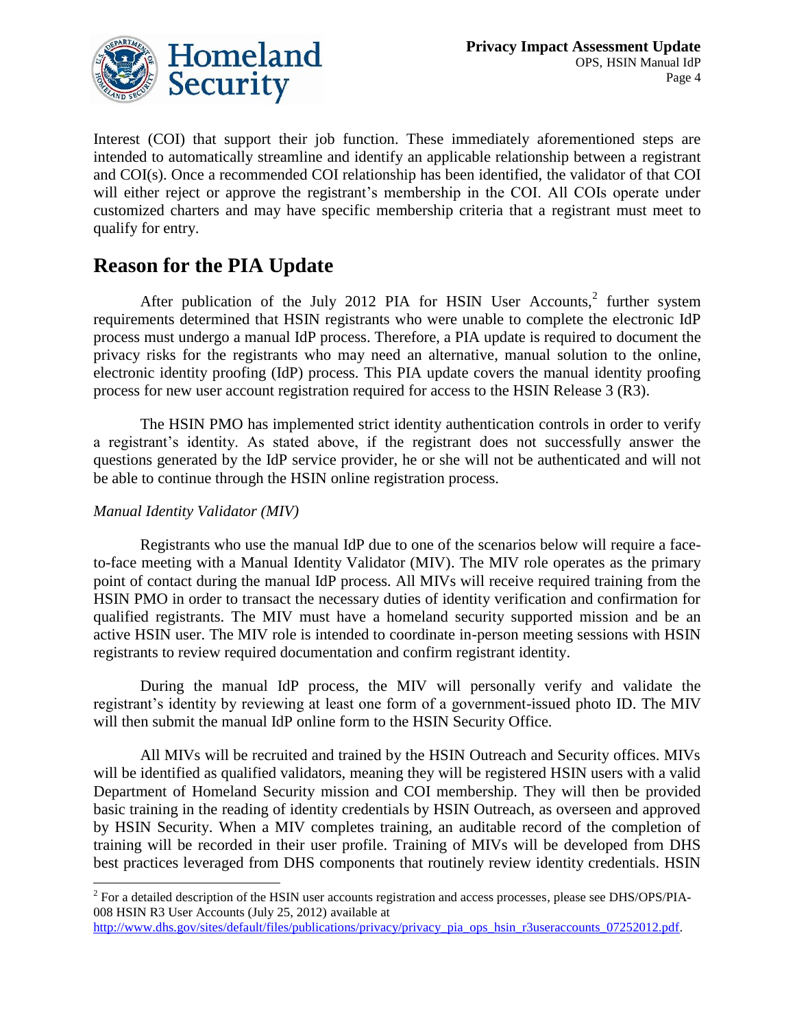Interest (COI) that support their job function. These immediately aforementioned steps are intended to automatically streamline and identify an applicable relationship between a registrant and COI(s). Once a recommended COI relationship has been identified, the validator of that COI will either reject or approve the registrant's membership in the COI. All COIs operate under customized charters and may have specific membership criteria that a registrant must meet to qualify for entry.

# Reason for the PIA Update

After publication of the July 2012 PIA for HSIN User Accounts,[2] further system requirements determined that HSIN registrants who were unable to complete the electronic IdP process must undergo a manual IdP process. Therefore, a PIA update is required to document the privacy risks for the registrants who may need an alternative, manual solution to the online, electronic identity proofing (IdP) process. This PIA update covers the manual identity proofing process for new user account registration required for access to the HSIN Release 3 (R3).

The HSIN PMO has implemented strict identity authentication controls in order to verify a registrant's identity. As stated above, if the registrant does not successfully answer the questions generated by the IdP service provider, he or she will not be authenticated and will not be able to continue through the HSIN online registration process.

*Manual Identity Validator (MIV)*

Registrants who use the manual IdP due to one of the scenarios below will require a face-to-face meeting with a Manual Identity Validator (MIV). The MIV role operates as the primary point of contact during the manual IdP process. All MIVs will receive required training from the HSIN PMO in order to transact the necessary duties of identity verification and confirmation for qualified registrants. The MIV must have a homeland security supported mission and be an active HSIN user. The MIV role is intended to coordinate in-person meeting sessions with HSIN registrants to review required documentation and confirm registrant identity.

During the manual IdP process, the MIV will personally verify and validate the registrant's identity by reviewing at least one form of a government-issued photo ID. The MIV will then submit the manual IdP online form to the HSIN Security Office.

All MIVs will be recruited and trained by the HSIN Outreach and Security offices. MIVs will be identified as qualified validators, meaning they will be registered HSIN users with a valid Department of Homeland Security mission and COI membership. They will then be provided basic training in the reading of identity credentials by HSIN Outreach, as overseen and approved by HSIN Security. When a MIV completes training, an auditable record of the completion of training will be recorded in their user profile. Training of MIVs will be developed from DHS best practices leveraged from DHS components that routinely review identity credentials. HSIN

[2] For a detailed description of the HSIN user accounts registration and access processes, please see DHS/OPS/PIA-008 HSIN R3 User Accounts (July 25, 2012) available at http://www.dhs.gov/sites/default/files/publications/privacy/privacy_pia_ops_hsin_r3useraccounts_07252012.pdf.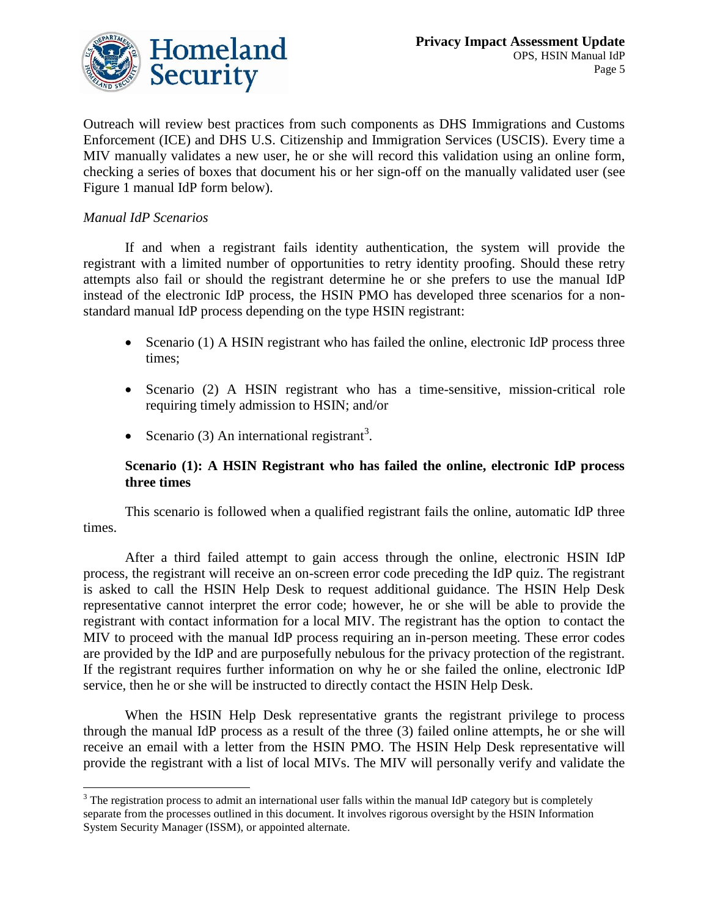Outreach will review best practices from such components as DHS Immigrations and Customs Enforcement (ICE) and DHS U.S. Citizenship and Immigration Services (USCIS). Every time a MIV manually validates a new user, he or she will record this validation using an online form, checking a series of boxes that document his or her sign-off on the manually validated user (see Figure 1 manual IdP form below).

*Manual IdP Scenarios*

If and when a registrant fails identity authentication, the system will provide the registrant with a limited number of opportunities to retry identity proofing. Should these retry attempts also fail or should the registrant determine he or she prefers to use the manual IdP instead of the electronic IdP process, the HSIN PMO has developed three scenarios for a non-standard manual IdP process depending on the type HSIN registrant:

- Scenario (1) A HSIN registrant who has failed the online, electronic IdP process three times;
- Scenario (2) A HSIN registrant who has a time-sensitive, mission-critical role requiring timely admission to HSIN; and/or
- Scenario (3) An international registrant[3].

**Scenario (1): A HSIN Registrant who has failed the online, electronic IdP process three times**

This scenario is followed when a qualified registrant fails the online, automatic IdP three times.

After a third failed attempt to gain access through the online, electronic HSIN IdP process, the registrant will receive an on-screen error code preceding the IdP quiz. The registrant is asked to call the HSIN Help Desk to request additional guidance. The HSIN Help Desk representative cannot interpret the error code; however, he or she will be able to provide the registrant with contact information for a local MIV. The registrant has the option to contact the MIV to proceed with the manual IdP process requiring an in-person meeting. These error codes are provided by the IdP and are purposefully nebulous for the privacy protection of the registrant. If the registrant requires further information on why he or she failed the online, electronic IdP service, then he or she will be instructed to directly contact the HSIN Help Desk.

When the HSIN Help Desk representative grants the registrant privilege to process through the manual IdP process as a result of the three (3) failed online attempts, he or she will receive an email with a letter from the HSIN PMO. The HSIN Help Desk representative will provide the registrant with a list of local MIVs. The MIV will personally verify and validate the

[3] The registration process to admit an international user falls within the manual IdP category but is completely separate from the processes outlined in this document. It involves rigorous oversight by the HSIN Information System Security Manager (ISSM), or appointed alternate.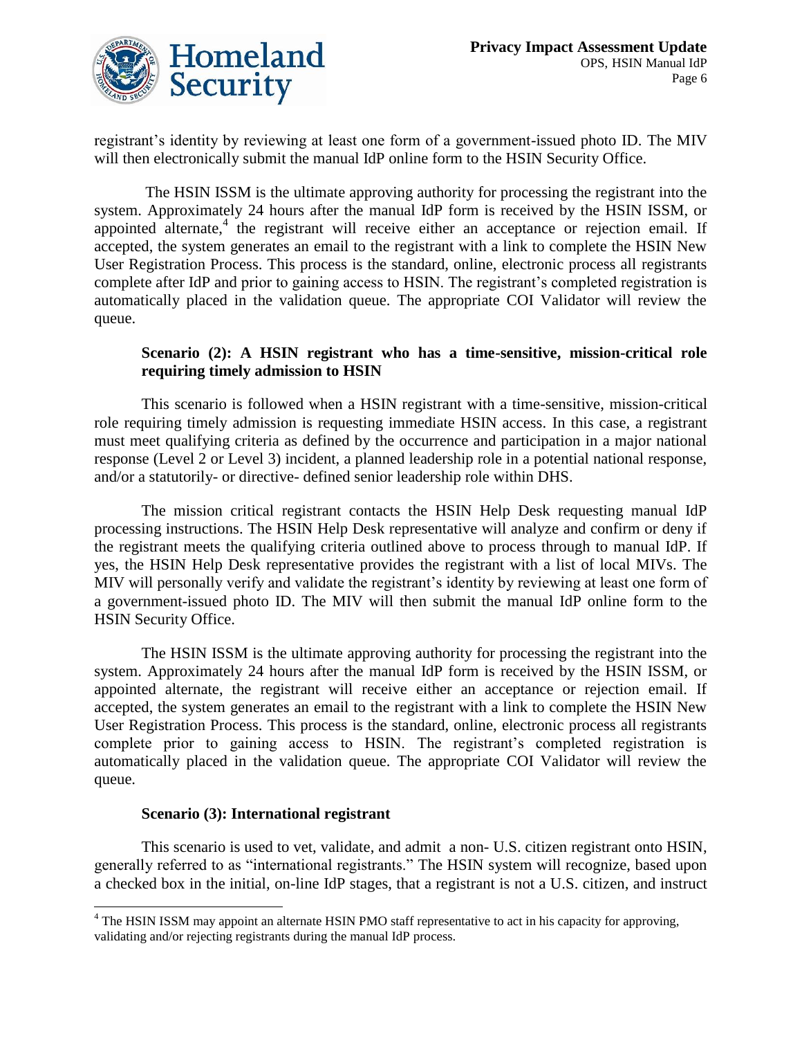registrant's identity by reviewing at least one form of a government-issued photo ID. The MIV will then electronically submit the manual IdP online form to the HSIN Security Office.

The HSIN ISSM is the ultimate approving authority for processing the registrant into the system. Approximately 24 hours after the manual IdP form is received by the HSIN ISSM, or appointed alternate,[4] the registrant will receive either an acceptance or rejection email. If accepted, the system generates an email to the registrant with a link to complete the HSIN New User Registration Process. This process is the standard, online, electronic process all registrants complete after IdP and prior to gaining access to HSIN. The registrant's completed registration is automatically placed in the validation queue. The appropriate COI Validator will review the queue.

**Scenario (2): A HSIN registrant who has a time-sensitive, mission-critical role requiring timely admission to HSIN**

This scenario is followed when a HSIN registrant with a time-sensitive, mission-critical role requiring timely admission is requesting immediate HSIN access. In this case, a registrant must meet qualifying criteria as defined by the occurrence and participation in a major national response (Level 2 or Level 3) incident, a planned leadership role in a potential national response, and/or a statutorily- or directive- defined senior leadership role within DHS.

The mission critical registrant contacts the HSIN Help Desk requesting manual IdP processing instructions. The HSIN Help Desk representative will analyze and confirm or deny if the registrant meets the qualifying criteria outlined above to process through to manual IdP. If yes, the HSIN Help Desk representative provides the registrant with a list of local MIVs. The MIV will personally verify and validate the registrant's identity by reviewing at least one form of a government-issued photo ID. The MIV will then submit the manual IdP online form to the HSIN Security Office.

The HSIN ISSM is the ultimate approving authority for processing the registrant into the system. Approximately 24 hours after the manual IdP form is received by the HSIN ISSM, or appointed alternate, the registrant will receive either an acceptance or rejection email. If accepted, the system generates an email to the registrant with a link to complete the HSIN New User Registration Process. This process is the standard, online, electronic process all registrants complete prior to gaining access to HSIN. The registrant's completed registration is automatically placed in the validation queue. The appropriate COI Validator will review the queue.

**Scenario (3): International registrant**

This scenario is used to vet, validate, and admit a non- U.S. citizen registrant onto HSIN, generally referred to as "international registrants." The HSIN system will recognize, based upon a checked box in the initial, on-line IdP stages, that a registrant is not a U.S. citizen, and instruct

[4] The HSIN ISSM may appoint an alternate HSIN PMO staff representative to act in his capacity for approving, validating and/or rejecting registrants during the manual IdP process.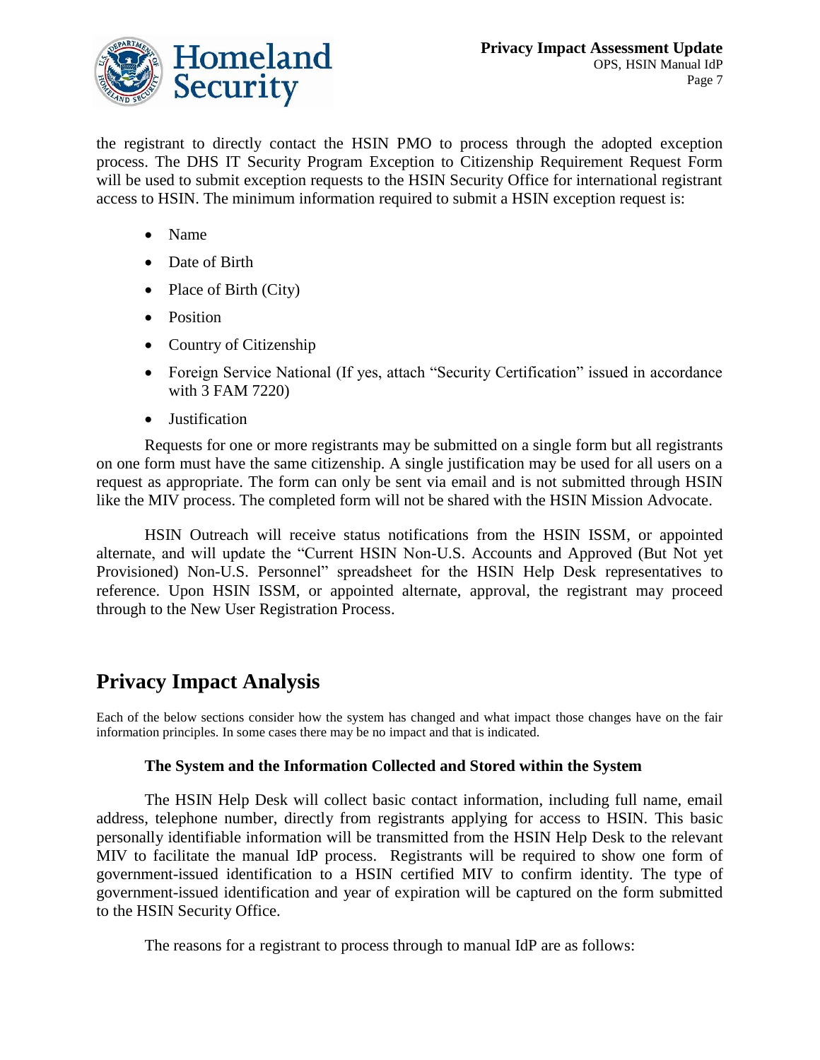the registrant to directly contact the HSIN PMO to process through the adopted exception process. The DHS IT Security Program Exception to Citizenship Requirement Request Form will be used to submit exception requests to the HSIN Security Office for international registrant access to HSIN. The minimum information required to submit a HSIN exception request is:

- Name
- Date of Birth
- Place of Birth (City)
- Position
- Country of Citizenship
- Foreign Service National (If yes, attach "Security Certification" issued in accordance with 3 FAM 7220)
- Justification

Requests for one or more registrants may be submitted on a single form but all registrants on one form must have the same citizenship. A single justification may be used for all users on a request as appropriate. The form can only be sent via email and is not submitted through HSIN like the MIV process. The completed form will not be shared with the HSIN Mission Advocate.

HSIN Outreach will receive status notifications from the HSIN ISSM, or appointed alternate, and will update the "Current HSIN Non-U.S. Accounts and Approved (But Not yet Provisioned) Non-U.S. Personnel" spreadsheet for the HSIN Help Desk representatives to reference. Upon HSIN ISSM, or appointed alternate, approval, the registrant may proceed through to the New User Registration Process.

## Privacy Impact Analysis

Each of the below sections consider how the system has changed and what impact those changes have on the fair information principles. In some cases there may be no impact and that is indicated.

### The System and the Information Collected and Stored within the System

The HSIN Help Desk will collect basic contact information, including full name, email address, telephone number, directly from registrants applying for access to HSIN. This basic personally identifiable information will be transmitted from the HSIN Help Desk to the relevant MIV to facilitate the manual IdP process. Registrants will be required to show one form of government-issued identification to a HSIN certified MIV to confirm identity. The type of government-issued identification and year of expiration will be captured on the form submitted to the HSIN Security Office.

The reasons for a registrant to process through to manual IdP are as follows: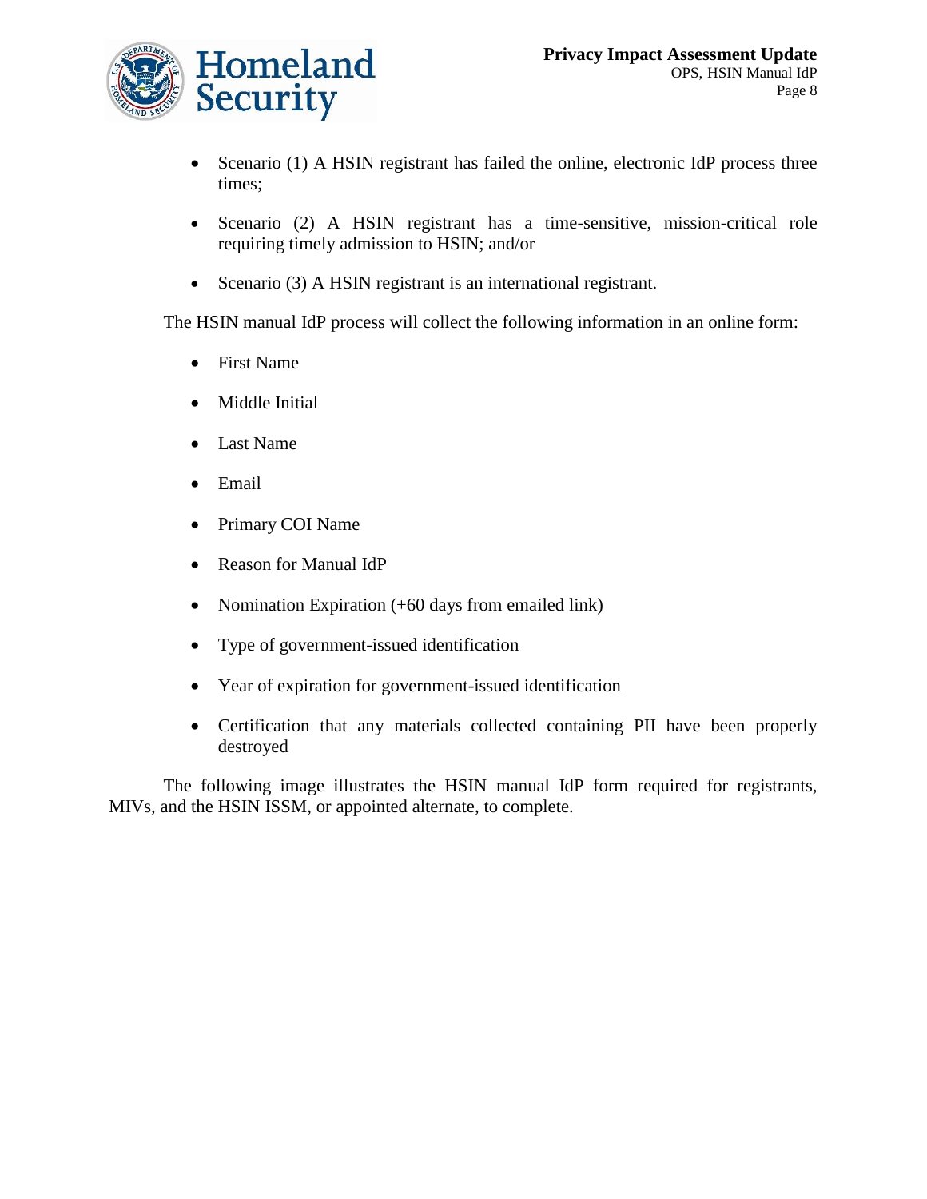- Scenario (1) A HSIN registrant has failed the online, electronic IdP process three times;
- Scenario (2) A HSIN registrant has a time-sensitive, mission-critical role requiring timely admission to HSIN; and/or
- Scenario (3) A HSIN registrant is an international registrant.

The HSIN manual IdP process will collect the following information in an online form:

- First Name
- Middle Initial
- Last Name
- Email
- Primary COI Name
- Reason for Manual IdP
- Nomination Expiration (+60 days from emailed link)
- Type of government-issued identification
- Year of expiration for government-issued identification
- Certification that any materials collected containing PII have been properly destroyed

The following image illustrates the HSIN manual IdP form required for registrants, MIVs, and the HSIN ISSM, or appointed alternate, to complete.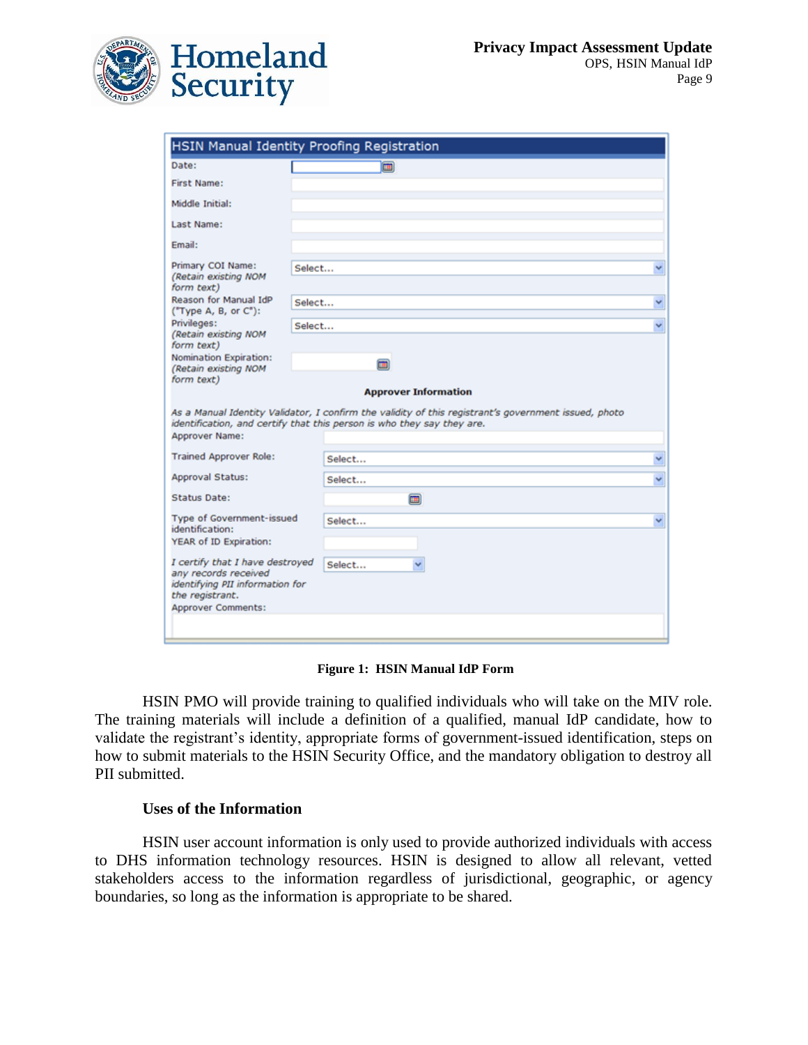**HSIN Manual Identity Proofing Registration**

| Field | Value |
| --- | --- |
| Date: | |
| First Name: | |
| Middle Initial: | |
| Last Name: | |
| Email: | |
| Primary COI Name: *(Retain existing NOM form text)* | Select... |
| Reason for Manual IdP ("Type A, B, or C"): | Select... |
| Privileges: *(Retain existing NOM form text)* | Select... |
| Nomination Expiration: *(Retain existing NOM form text)* | |

**Approver Information**

*As a Manual Identity Validator, I confirm the validity of this registrant's government issued, photo identification, and certify that this person is who they say they are.*

| Field | Value |
| --- | --- |
| Approver Name: | |
| Trained Approver Role: | Select... |
| Approval Status: | Select... |
| Status Date: | |
| Type of Government-issued identification: | Select... |
| YEAR of ID Expiration: | |
| *I certify that I have destroyed any records received identifying PII information for the registrant.* | Select... |
| Approver Comments: | |

**Figure 1: HSIN Manual IdP Form**

HSIN PMO will provide training to qualified individuals who will take on the MIV role. The training materials will include a definition of a qualified, manual IdP candidate, how to validate the registrant's identity, appropriate forms of government-issued identification, steps on how to submit materials to the HSIN Security Office, and the mandatory obligation to destroy all PII submitted.

### Uses of the Information

HSIN user account information is only used to provide authorized individuals with access to DHS information technology resources. HSIN is designed to allow all relevant, vetted stakeholders access to the information regardless of jurisdictional, geographic, or agency boundaries, so long as the information is appropriate to be shared.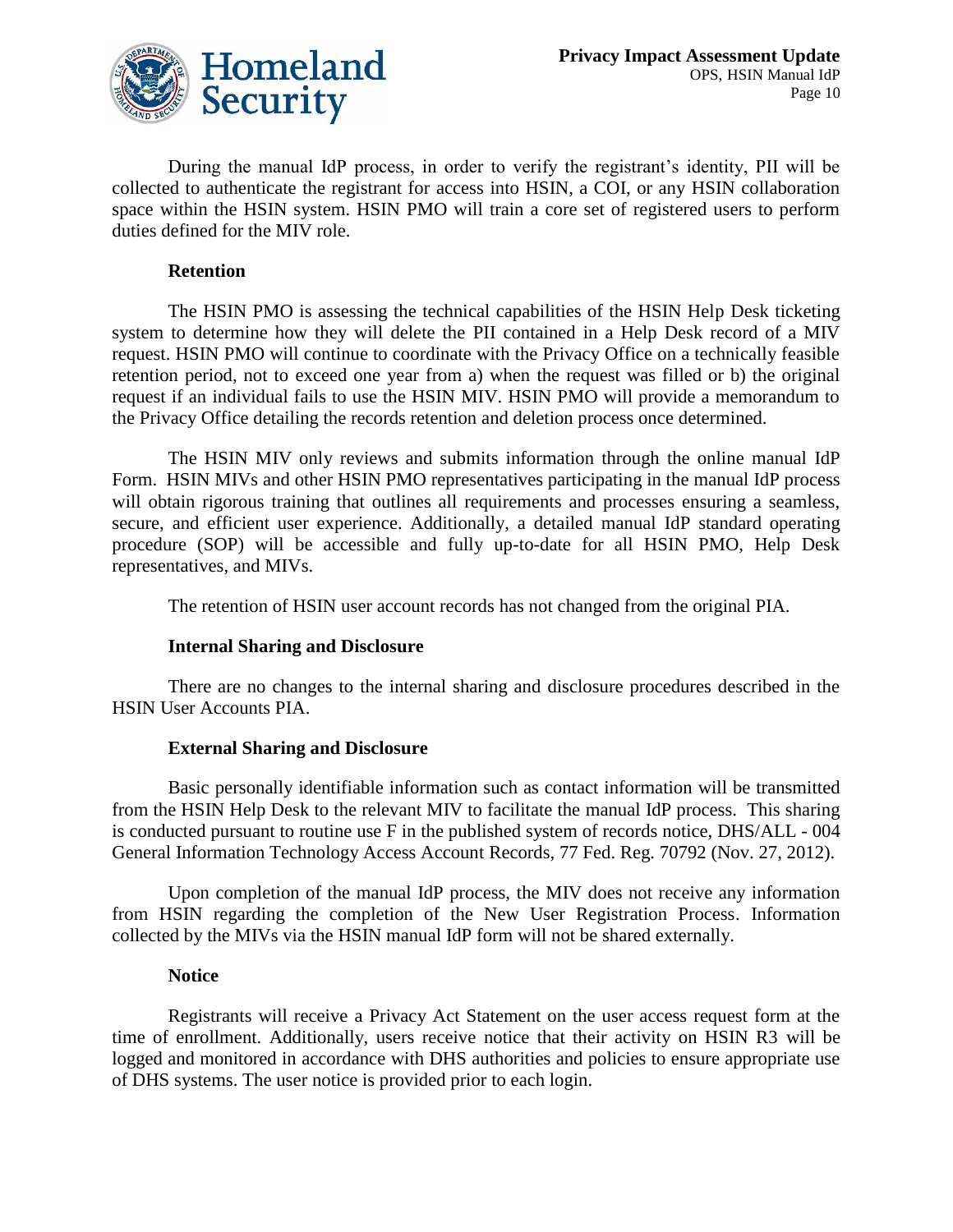During the manual IdP process, in order to verify the registrant's identity, PII will be collected to authenticate the registrant for access into HSIN, a COI, or any HSIN collaboration space within the HSIN system. HSIN PMO will train a core set of registered users to perform duties defined for the MIV role.

**Retention**

The HSIN PMO is assessing the technical capabilities of the HSIN Help Desk ticketing system to determine how they will delete the PII contained in a Help Desk record of a MIV request. HSIN PMO will continue to coordinate with the Privacy Office on a technically feasible retention period, not to exceed one year from a) when the request was filled or b) the original request if an individual fails to use the HSIN MIV. HSIN PMO will provide a memorandum to the Privacy Office detailing the records retention and deletion process once determined.

The HSIN MIV only reviews and submits information through the online manual IdP Form. HSIN MIVs and other HSIN PMO representatives participating in the manual IdP process will obtain rigorous training that outlines all requirements and processes ensuring a seamless, secure, and efficient user experience. Additionally, a detailed manual IdP standard operating procedure (SOP) will be accessible and fully up-to-date for all HSIN PMO, Help Desk representatives, and MIVs.

The retention of HSIN user account records has not changed from the original PIA.

**Internal Sharing and Disclosure**

There are no changes to the internal sharing and disclosure procedures described in the HSIN User Accounts PIA.

**External Sharing and Disclosure**

Basic personally identifiable information such as contact information will be transmitted from the HSIN Help Desk to the relevant MIV to facilitate the manual IdP process. This sharing is conducted pursuant to routine use F in the published system of records notice, DHS/ALL - 004 General Information Technology Access Account Records, 77 Fed. Reg. 70792 (Nov. 27, 2012).

Upon completion of the manual IdP process, the MIV does not receive any information from HSIN regarding the completion of the New User Registration Process. Information collected by the MIVs via the HSIN manual IdP form will not be shared externally.

**Notice**

Registrants will receive a Privacy Act Statement on the user access request form at the time of enrollment. Additionally, users receive notice that their activity on HSIN R3 will be logged and monitored in accordance with DHS authorities and policies to ensure appropriate use of DHS systems. The user notice is provided prior to each login.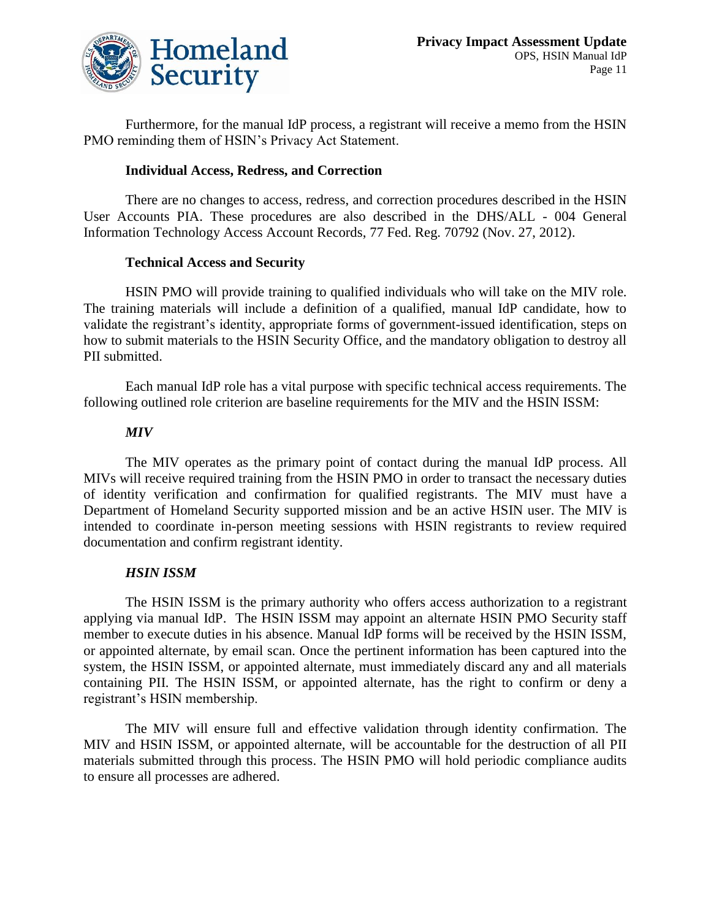Furthermore, for the manual IdP process, a registrant will receive a memo from the HSIN PMO reminding them of HSIN's Privacy Act Statement.

**Individual Access, Redress, and Correction**

There are no changes to access, redress, and correction procedures described in the HSIN User Accounts PIA. These procedures are also described in the DHS/ALL - 004 General Information Technology Access Account Records, 77 Fed. Reg. 70792 (Nov. 27, 2012).

**Technical Access and Security**

HSIN PMO will provide training to qualified individuals who will take on the MIV role. The training materials will include a definition of a qualified, manual IdP candidate, how to validate the registrant's identity, appropriate forms of government-issued identification, steps on how to submit materials to the HSIN Security Office, and the mandatory obligation to destroy all PII submitted.

Each manual IdP role has a vital purpose with specific technical access requirements. The following outlined role criterion are baseline requirements for the MIV and the HSIN ISSM:

***MIV***

The MIV operates as the primary point of contact during the manual IdP process. All MIVs will receive required training from the HSIN PMO in order to transact the necessary duties of identity verification and confirmation for qualified registrants. The MIV must have a Department of Homeland Security supported mission and be an active HSIN user. The MIV is intended to coordinate in-person meeting sessions with HSIN registrants to review required documentation and confirm registrant identity.

***HSIN ISSM***

The HSIN ISSM is the primary authority who offers access authorization to a registrant applying via manual IdP. The HSIN ISSM may appoint an alternate HSIN PMO Security staff member to execute duties in his absence. Manual IdP forms will be received by the HSIN ISSM, or appointed alternate, by email scan. Once the pertinent information has been captured into the system, the HSIN ISSM, or appointed alternate, must immediately discard any and all materials containing PII. The HSIN ISSM, or appointed alternate, has the right to confirm or deny a registrant's HSIN membership.

The MIV will ensure full and effective validation through identity confirmation. The MIV and HSIN ISSM, or appointed alternate, will be accountable for the destruction of all PII materials submitted through this process. The HSIN PMO will hold periodic compliance audits to ensure all processes are adhered.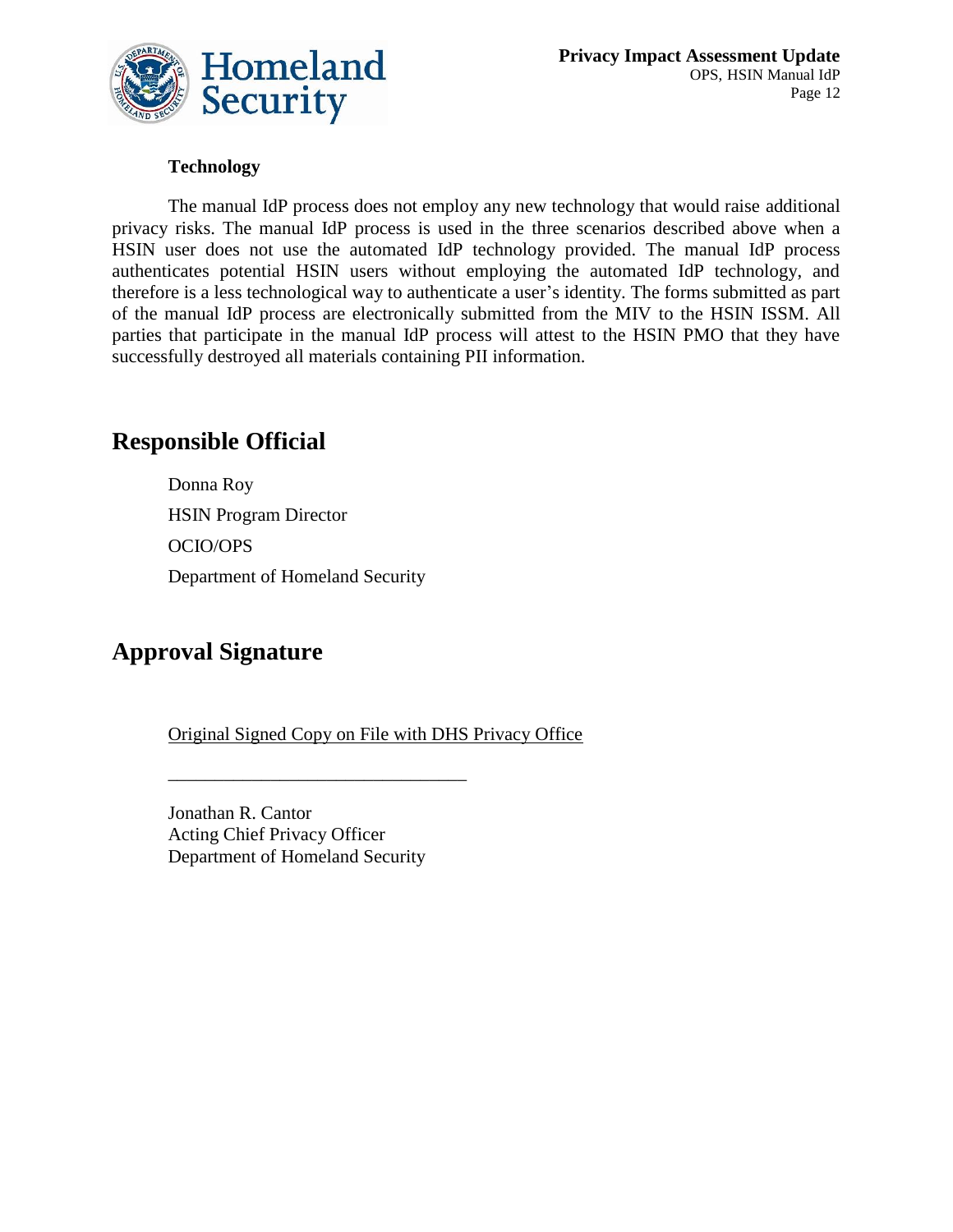### Technology

The manual IdP process does not employ any new technology that would raise additional privacy risks. The manual IdP process is used in the three scenarios described above when a HSIN user does not use the automated IdP technology provided. The manual IdP process authenticates potential HSIN users without employing the automated IdP technology, and therefore is a less technological way to authenticate a user's identity. The forms submitted as part of the manual IdP process are electronically submitted from the MIV to the HSIN ISSM. All parties that participate in the manual IdP process will attest to the HSIN PMO that they have successfully destroyed all materials containing PII information.

## Responsible Official

Donna Roy

HSIN Program Director

OCIO/OPS

Department of Homeland Security

## Approval Signature

Original Signed Copy on File with DHS Privacy Office

________________________________

Jonathan R. Cantor
Acting Chief Privacy Officer
Department of Homeland Security